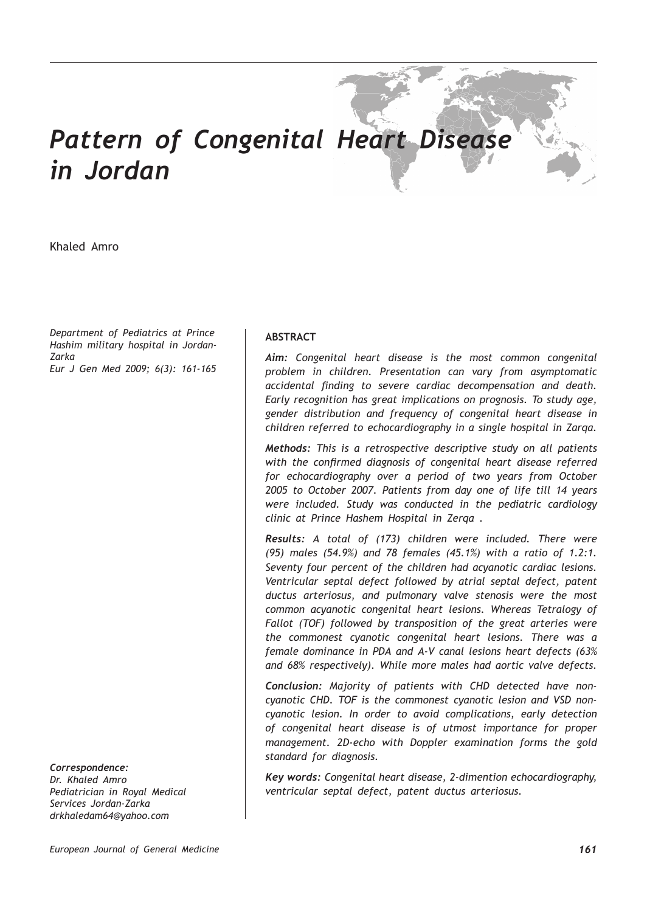# *Pattern of Congenital Heart Disease in Jordan*

Khaled Amro

*Department of Pediatrics at Prince Hashim military hospital in Jordan-Zarka*
*Eur J Gen Med 2009; 6(3): 161-165*

**ABSTRACT**

***Aim:*** *Congenital heart disease is the most common congenital problem in children. Presentation can vary from asymptomatic accidental finding to severe cardiac decompensation and death. Early recognition has great implications on prognosis. To study age, gender distribution and frequency of congenital heart disease in children referred to echocardiography in a single hospital in Zarqa.*

***Methods:*** *This is a retrospective descriptive study on all patients with the confirmed diagnosis of congenital heart disease referred for echocardiography over a period of two years from October 2005 to October 2007. Patients from day one of life till 14 years were included. Study was conducted in the pediatric cardiology clinic at Prince Hashem Hospital in Zerqa .*

***Results:*** *A total of (173) children were included. There were (95) males (54.9%) and 78 females (45.1%) with a ratio of 1.2:1. Seventy four percent of the children had acyanotic cardiac lesions. Ventricular septal defect followed by atrial septal defect, patent ductus arteriosus, and pulmonary valve stenosis were the most common acyanotic congenital heart lesions. Whereas Tetralogy of Fallot (TOF) followed by transposition of the great arteries were the commonest cyanotic congenital heart lesions. There was a female dominance in PDA and A-V canal lesions heart defects (63% and 68% respectively). While more males had aortic valve defects.*

***Conclusion:*** *Majority of patients with CHD detected have non-cyanotic CHD. TOF is the commonest cyanotic lesion and VSD non-cyanotic lesion. In order to avoid complications, early detection of congenital heart disease is of utmost importance for proper management. 2D-echo with Doppler examination forms the gold standard for diagnosis.*

***Key words:*** *Congenital heart disease, 2-dimention echocardiography, ventricular septal defect, patent ductus arteriosus.*

***Correspondence:***
*Dr. Khaled Amro*
*Pediatrician in Royal Medical Services Jordan-Zarka*
*drkhaledam64@yahoo.com*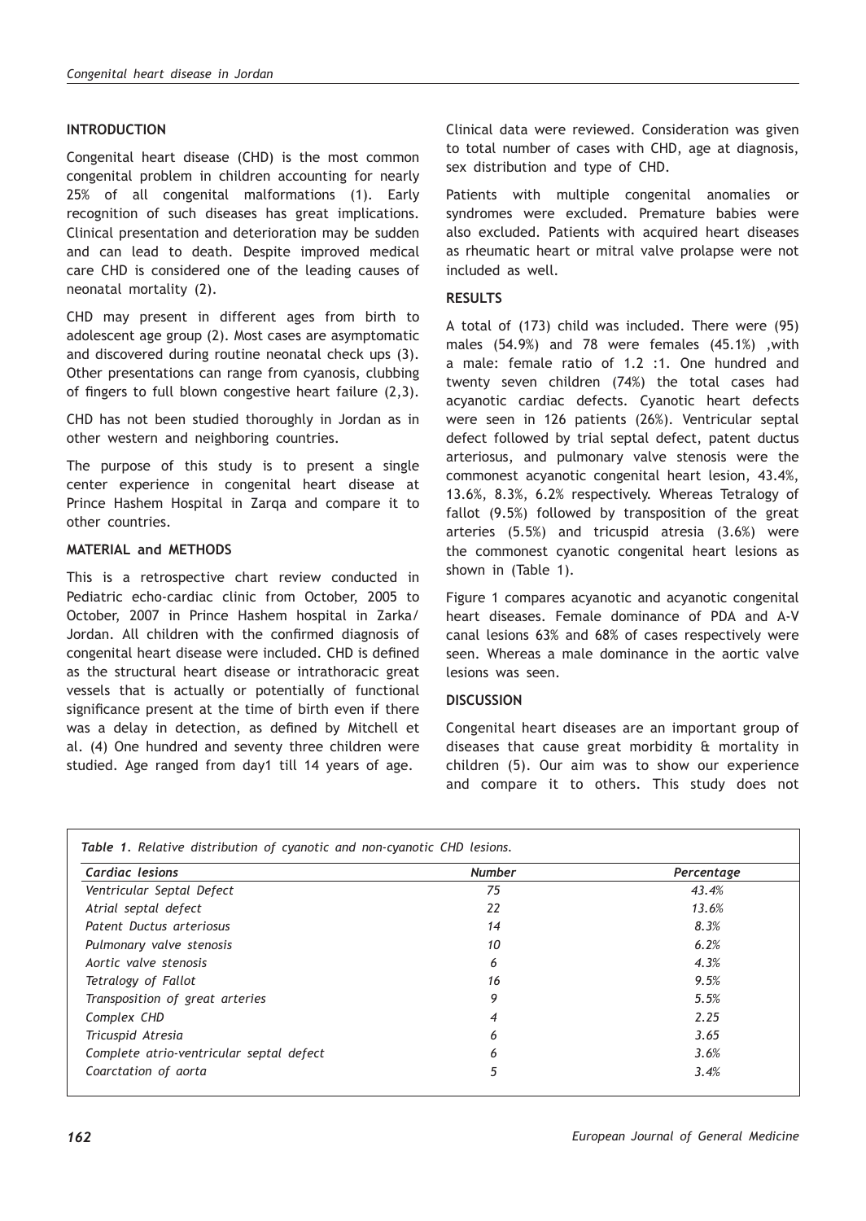## INTRODUCTION

Congenital heart disease (CHD) is the most common congenital problem in children accounting for nearly 25% of all congenital malformations (1). Early recognition of such diseases has great implications. Clinical presentation and deterioration may be sudden and can lead to death. Despite improved medical care CHD is considered one of the leading causes of neonatal mortality (2).

CHD may present in different ages from birth to adolescent age group (2). Most cases are asymptomatic and discovered during routine neonatal check ups (3). Other presentations can range from cyanosis, clubbing of fingers to full blown congestive heart failure (2,3).

CHD has not been studied thoroughly in Jordan as in other western and neighboring countries.

The purpose of this study is to present a single center experience in congenital heart disease at Prince Hashem Hospital in Zarqa and compare it to other countries.

## MATERIAL and METHODS

This is a retrospective chart review conducted in Pediatric echo-cardiac clinic from October, 2005 to October, 2007 in Prince Hashem hospital in Zarka/ Jordan. All children with the confirmed diagnosis of congenital heart disease were included. CHD is defined as the structural heart disease or intrathoracic great vessels that is actually or potentially of functional significance present at the time of birth even if there was a delay in detection, as defined by Mitchell et al. (4) One hundred and seventy three children were studied. Age ranged from day1 till 14 years of age.

Clinical data were reviewed. Consideration was given to total number of cases with CHD, age at diagnosis, sex distribution and type of CHD.

Patients with multiple congenital anomalies or syndromes were excluded. Premature babies were also excluded. Patients with acquired heart diseases as rheumatic heart or mitral valve prolapse were not included as well.

## RESULTS

A total of (173) child was included. There were (95) males (54.9%) and 78 were females (45.1%) ,with a male: female ratio of 1.2 :1. One hundred and twenty seven children (74%) the total cases had acyanotic cardiac defects. Cyanotic heart defects were seen in 126 patients (26%). Ventricular septal defect followed by trial septal defect, patent ductus arteriosus, and pulmonary valve stenosis were the commonest acyanotic congenital heart lesion, 43.4%, 13.6%, 8.3%, 6.2% respectively. Whereas Tetralogy of fallot (9.5%) followed by transposition of the great arteries (5.5%) and tricuspid atresia (3.6%) were the commonest cyanotic congenital heart lesions as shown in (Table 1).

Figure 1 compares acyanotic and acyanotic congenital heart diseases. Female dominance of PDA and A-V canal lesions 63% and 68% of cases respectively were seen. Whereas a male dominance in the aortic valve lesions was seen.

## DISCUSSION

Congenital heart diseases are an important group of diseases that cause great morbidity & mortality in children (5). Our aim was to show our experience and compare it to others. This study does not

*Table 1. Relative distribution of cyanotic and non-cyanotic CHD lesions.*

| Cardiac lesions | Number | Percentage |
|---|---|---|
| Ventricular Septal Defect | 75 | 43.4% |
| Atrial septal defect | 22 | 13.6% |
| Patent Ductus arteriosus | 14 | 8.3% |
| Pulmonary valve stenosis | 10 | 6.2% |
| Aortic valve stenosis | 6 | 4.3% |
| Tetralogy of Fallot | 16 | 9.5% |
| Transposition of great arteries | 9 | 5.5% |
| Complex CHD | 4 | 2.25 |
| Tricuspid Atresia | 6 | 3.65 |
| Complete atrio-ventricular septal defect | 6 | 3.6% |
| Coarctation of aorta | 5 | 3.4% |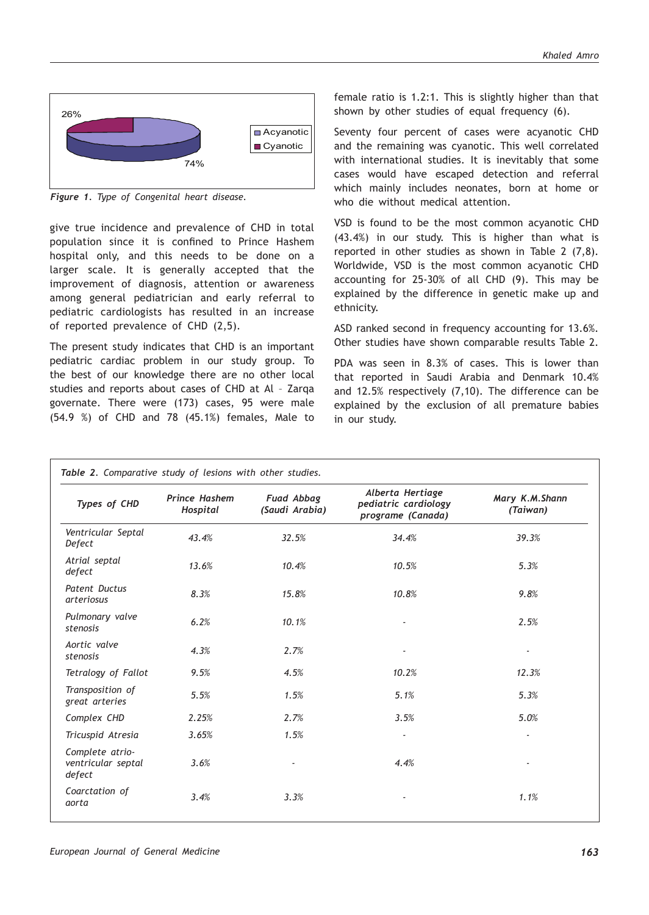Figure 1. Type of Congenital heart disease.

give true incidence and prevalence of CHD in total population since it is confined to Prince Hashem hospital only, and this needs to be done on a larger scale. It is generally accepted that the improvement of diagnosis, attention or awareness among general pediatrician and early referral to pediatric cardiologists has resulted in an increase of reported prevalence of CHD (2,5).

The present study indicates that CHD is an important pediatric cardiac problem in our study group. To the best of our knowledge there are no other local studies and reports about cases of CHD at Al – Zarqa governate. There were (173) cases, 95 were male (54.9 %) of CHD and 78 (45.1%) females, Male to female ratio is 1.2:1. This is slightly higher than that shown by other studies of equal frequency (6).

Seventy four percent of cases were acyanotic CHD and the remaining was cyanotic. This well correlated with international studies. It is inevitably that some cases would have escaped detection and referral which mainly includes neonates, born at home or who die without medical attention.

VSD is found to be the most common acyanotic CHD (43.4%) in our study. This is higher than what is reported in other studies as shown in Table 2 (7,8). Worldwide, VSD is the most common acyanotic CHD accounting for 25-30% of all CHD (9). This may be explained by the difference in genetic make up and ethnicity.

ASD ranked second in frequency accounting for 13.6%. Other studies have shown comparable results Table 2.

PDA was seen in 8.3% of cases. This is lower than that reported in Saudi Arabia and Denmark 10.4% and 12.5% respectively (7,10). The difference can be explained by the exclusion of all premature babies in our study.

*Table 2. Comparative study of lesions with other studies.*

| Types of CHD | Prince Hashem Hospital | Fuad Abbag (Saudi Arabia) | Alberta Hertiage pediatric cardiology programe (Canada) | Mary K.M.Shann (Taiwan) |
|---|---|---|---|---|
| Ventricular Septal Defect | 43.4% | 32.5% | 34.4% | 39.3% |
| Atrial septal defect | 13.6% | 10.4% | 10.5% | 5.3% |
| Patent Ductus arteriosus | 8.3% | 15.8% | 10.8% | 9.8% |
| Pulmonary valve stenosis | 6.2% | 10.1% | - | 2.5% |
| Aortic valve stenosis | 4.3% | 2.7% | - | - |
| Tetralogy of Fallot | 9.5% | 4.5% | 10.2% | 12.3% |
| Transposition of great arteries | 5.5% | 1.5% | 5.1% | 5.3% |
| Complex CHD | 2.25% | 2.7% | 3.5% | 5.0% |
| Tricuspid Atresia | 3.65% | 1.5% | - | - |
| Complete atrio-ventricular septal defect | 3.6% | - | 4.4% | - |
| Coarctation of aorta | 3.4% | 3.3% | - | 1.1% |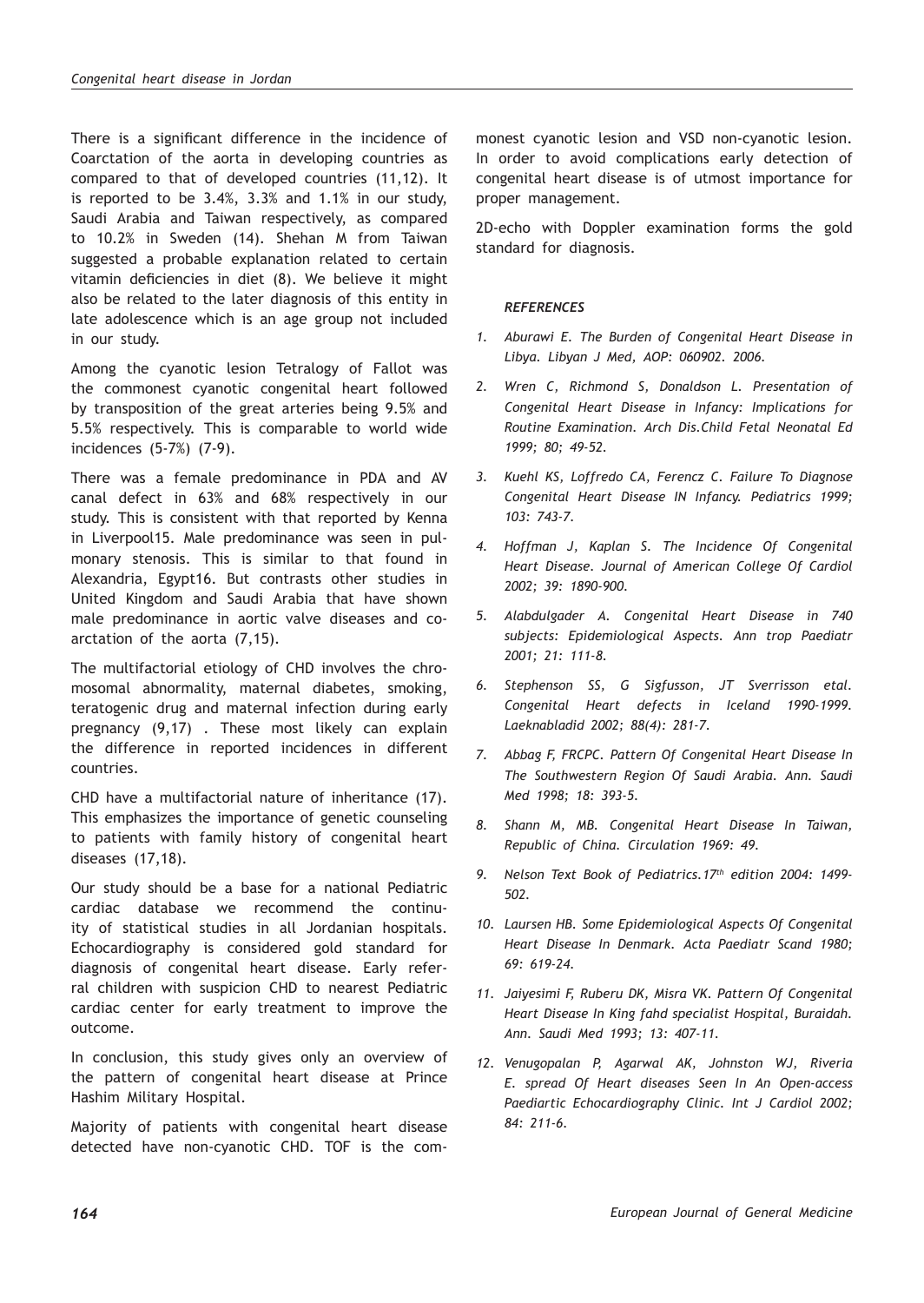There is a significant difference in the incidence of Coarctation of the aorta in developing countries as compared to that of developed countries (11,12). It is reported to be 3.4%, 3.3% and 1.1% in our study, Saudi Arabia and Taiwan respectively, as compared to 10.2% in Sweden (14). Shehan M from Taiwan suggested a probable explanation related to certain vitamin deficiencies in diet (8). We believe it might also be related to the later diagnosis of this entity in late adolescence which is an age group not included in our study.

Among the cyanotic lesion Tetralogy of Fallot was the commonest cyanotic congenital heart followed by transposition of the great arteries being 9.5% and 5.5% respectively. This is comparable to world wide incidences (5-7%) (7-9).

There was a female predominance in PDA and AV canal defect in 63% and 68% respectively in our study. This is consistent with that reported by Kenna in Liverpool15. Male predominance was seen in pulmonary stenosis. This is similar to that found in Alexandria, Egypt16. But contrasts other studies in United Kingdom and Saudi Arabia that have shown male predominance in aortic valve diseases and coarctation of the aorta (7,15).

The multifactorial etiology of CHD involves the chromosomal abnormality, maternal diabetes, smoking, teratogenic drug and maternal infection during early pregnancy (9,17) . These most likely can explain the difference in reported incidences in different countries.

CHD have a multifactorial nature of inheritance (17). This emphasizes the importance of genetic counseling to patients with family history of congenital heart diseases (17,18).

Our study should be a base for a national Pediatric cardiac database we recommend the continuity of statistical studies in all Jordanian hospitals. Echocardiography is considered gold standard for diagnosis of congenital heart disease. Early referral children with suspicion CHD to nearest Pediatric cardiac center for early treatment to improve the outcome.

In conclusion, this study gives only an overview of the pattern of congenital heart disease at Prince Hashim Military Hospital.

Majority of patients with congenital heart disease detected have non-cyanotic CHD. TOF is the commonest cyanotic lesion and VSD non-cyanotic lesion. In order to avoid complications early detection of congenital heart disease is of utmost importance for proper management.

2D-echo with Doppler examination forms the gold standard for diagnosis.

### *REFERENCES*

1. *Aburawi E. The Burden of Congenital Heart Disease in Libya. Libyan J Med, AOP: 060902. 2006.*
2. *Wren C, Richmond S, Donaldson L. Presentation of Congenital Heart Disease in Infancy: Implications for Routine Examination. Arch Dis.Child Fetal Neonatal Ed 1999; 80; 49-52.*
3. *Kuehl KS, Loffredo CA, Ferencz C. Failure To Diagnose Congenital Heart Disease IN Infancy. Pediatrics 1999; 103: 743-7.*
4. *Hoffman J, Kaplan S. The Incidence Of Congenital Heart Disease. Journal of American College Of Cardiol 2002; 39: 1890-900.*
5. *Alabdulgader A. Congenital Heart Disease in 740 subjects: Epidemiological Aspects. Ann trop Paediatr 2001; 21: 111-8.*
6. *Stephenson SS, G Sigfusson, JT Sverrisson etal. Congenital Heart defects in Iceland 1990-1999. Laeknabladid 2002; 88(4): 281-7.*
7. *Abbag F, FRCPC. Pattern Of Congenital Heart Disease In The Southwestern Region Of Saudi Arabia. Ann. Saudi Med 1998; 18: 393-5.*
8. *Shann M, MB. Congenital Heart Disease In Taiwan, Republic of China. Circulation 1969: 49.*
9. *Nelson Text Book of Pediatrics.17th edition 2004: 1499-502.*
10. *Laursen HB. Some Epidemiological Aspects Of Congenital Heart Disease In Denmark. Acta Paediatr Scand 1980; 69: 619-24.*
11. *Jaiyesimi F, Ruberu DK, Misra VK. Pattern Of Congenital Heart Disease In King fahd specialist Hospital, Buraidah. Ann. Saudi Med 1993; 13: 407-11.*
12. *Venugopalan P, Agarwal AK, Johnston WJ, Riveria E. spread Of Heart diseases Seen In An Open-access Paediartic Echocardiography Clinic. Int J Cardiol 2002; 84: 211-6.*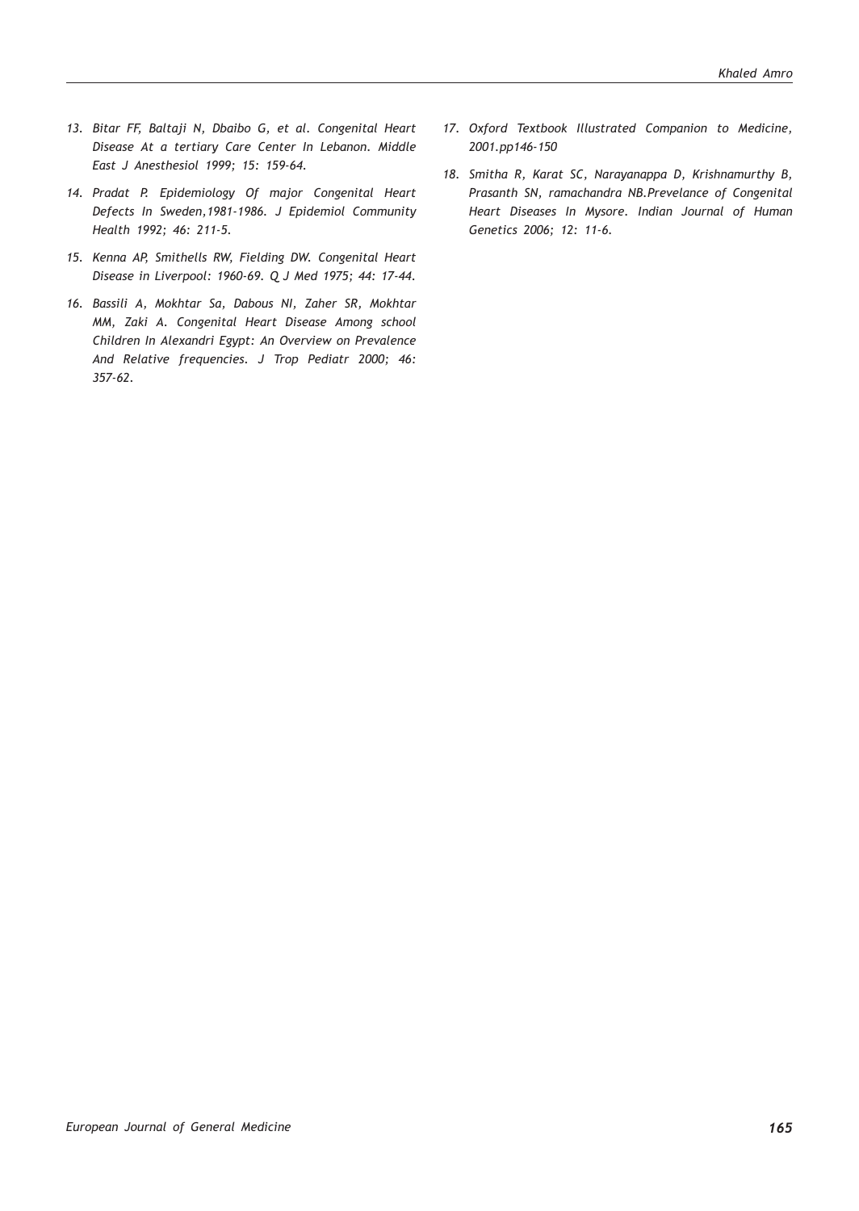13. Bitar FF, Baltaji N, Dbaibo G, et al. Congenital Heart Disease At a tertiary Care Center In Lebanon. Middle East J Anesthesiol 1999; 15: 159-64.
14. Pradat P. Epidemiology Of major Congenital Heart Defects In Sweden,1981-1986. J Epidemiol Community Health 1992; 46: 211-5.
15. Kenna AP, Smithells RW, Fielding DW. Congenital Heart Disease in Liverpool: 1960-69. Q J Med 1975; 44: 17-44.
16. Bassili A, Mokhtar Sa, Dabous NI, Zaher SR, Mokhtar MM, Zaki A. Congenital Heart Disease Among school Children In Alexandri Egypt: An Overview on Prevalence And Relative frequencies. J Trop Pediatr 2000; 46: 357-62.
17. Oxford Textbook Illustrated Companion to Medicine, 2001.pp146-150
18. Smitha R, Karat SC, Narayanappa D, Krishnamurthy B, Prasanth SN, ramachandra NB.Prevelance of Congenital Heart Diseases In Mysore. Indian Journal of Human Genetics 2006; 12: 11-6.